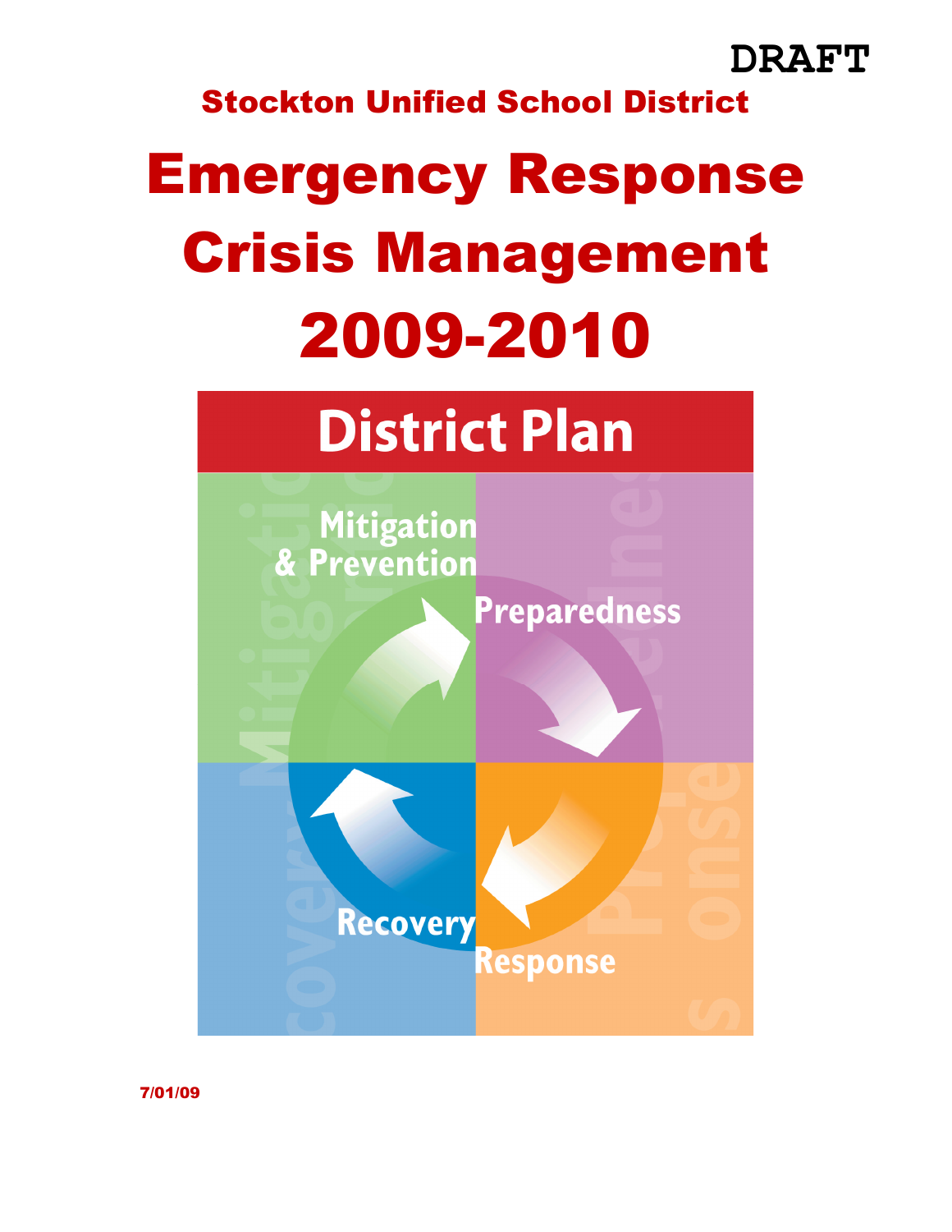DRAFT

**Stockton Unified School District**

# Emergency Response Crisis Management 2009-2010

## District Plan

Mitigation & Prevention

Preparedness

Response

Recovery

7/01/09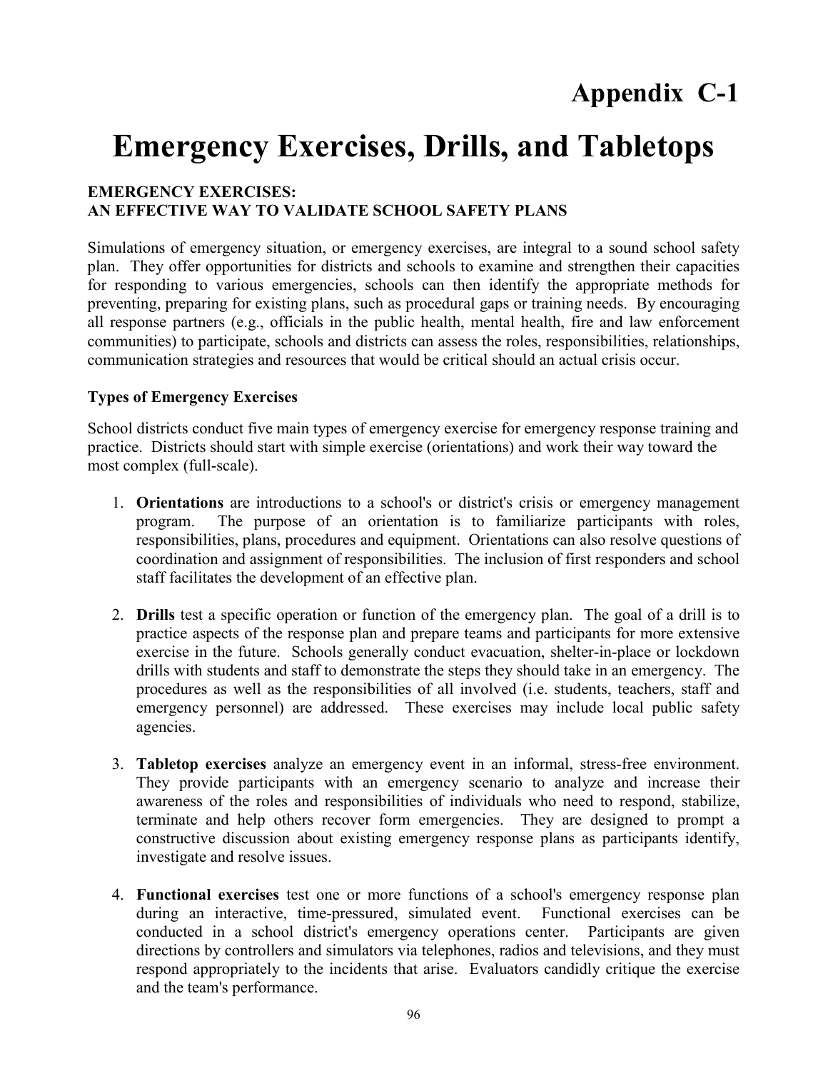# Appendix C-1

# Emergency Exercises, Drills, and Tabletops

## EMERGENCY EXERCISES: AN EFFECTIVE WAY TO VALIDATE SCHOOL SAFETY PLANS

Simulations of emergency situation, or emergency exercises, are integral to a sound school safety plan. They offer opportunities for districts and schools to examine and strengthen their capacities for responding to various emergencies, schools can then identify the appropriate methods for preventing, preparing for existing plans, such as procedural gaps or training needs. By encouraging all response partners (e.g., officials in the public health, mental health, fire and law enforcement communities) to participate, schools and districts can assess the roles, responsibilities, relationships, communication strategies and resources that would be critical should an actual crisis occur.

### Types of Emergency Exercises

School districts conduct five main types of emergency exercise for emergency response training and practice. Districts should start with simple exercise (orientations) and work their way toward the most complex (full-scale).

1. **Orientations** are introductions to a school's or district's crisis or emergency management program. The purpose of an orientation is to familiarize participants with roles, responsibilities, plans, procedures and equipment. Orientations can also resolve questions of coordination and assignment of responsibilities. The inclusion of first responders and school staff facilitates the development of an effective plan.

2. **Drills** test a specific operation or function of the emergency plan. The goal of a drill is to practice aspects of the response plan and prepare teams and participants for more extensive exercise in the future. Schools generally conduct evacuation, shelter-in-place or lockdown drills with students and staff to demonstrate the steps they should take in an emergency. The procedures as well as the responsibilities of all involved (i.e. students, teachers, staff and emergency personnel) are addressed. These exercises may include local public safety agencies.

3. **Tabletop exercises** analyze an emergency event in an informal, stress-free environment. They provide participants with an emergency scenario to analyze and increase their awareness of the roles and responsibilities of individuals who need to respond, stabilize, terminate and help others recover form emergencies. They are designed to prompt a constructive discussion about existing emergency response plans as participants identify, investigate and resolve issues.

4. **Functional exercises** test one or more functions of a school's emergency response plan during an interactive, time-pressured, simulated event. Functional exercises can be conducted in a school district's emergency operations center. Participants are given directions by controllers and simulators via telephones, radios and televisions, and they must respond appropriately to the incidents that arise. Evaluators candidly critique the exercise and the team's performance.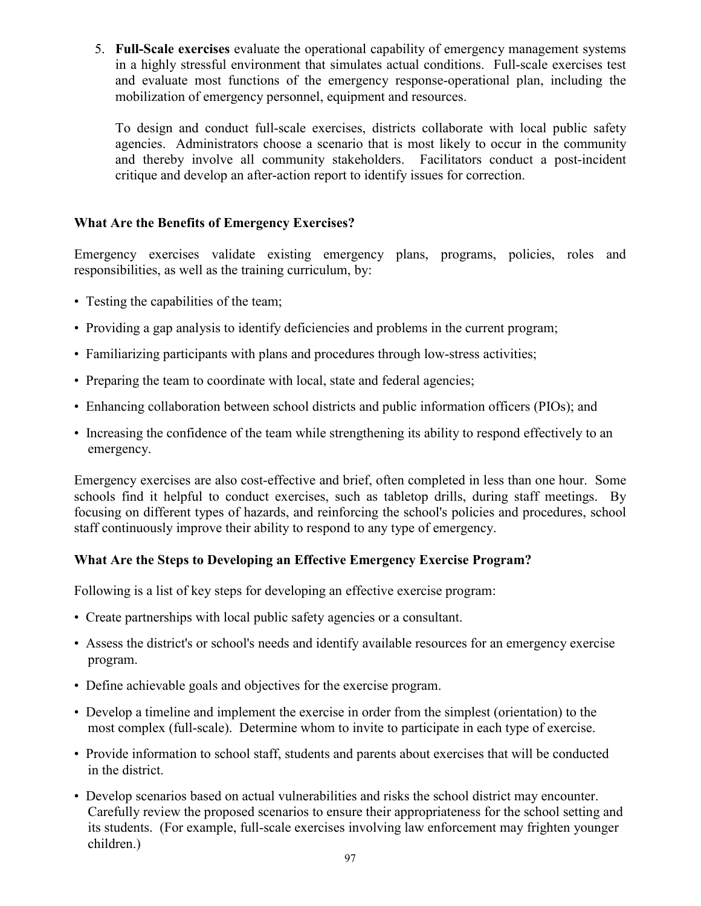5. **Full-Scale exercises** evaluate the operational capability of emergency management systems in a highly stressful environment that simulates actual conditions. Full-scale exercises test and evaluate most functions of the emergency response-operational plan, including the mobilization of emergency personnel, equipment and resources.

   To design and conduct full-scale exercises, districts collaborate with local public safety agencies. Administrators choose a scenario that is most likely to occur in the community and thereby involve all community stakeholders. Facilitators conduct a post-incident critique and develop an after-action report to identify issues for correction.

### What Are the Benefits of Emergency Exercises?

Emergency exercises validate existing emergency plans, programs, policies, roles and responsibilities, as well as the training curriculum, by:

- Testing the capabilities of the team;
- Providing a gap analysis to identify deficiencies and problems in the current program;
- Familiarizing participants with plans and procedures through low-stress activities;
- Preparing the team to coordinate with local, state and federal agencies;
- Enhancing collaboration between school districts and public information officers (PIOs); and
- Increasing the confidence of the team while strengthening its ability to respond effectively to an emergency.

Emergency exercises are also cost-effective and brief, often completed in less than one hour. Some schools find it helpful to conduct exercises, such as tabletop drills, during staff meetings. By focusing on different types of hazards, and reinforcing the school's policies and procedures, school staff continuously improve their ability to respond to any type of emergency.

### What Are the Steps to Developing an Effective Emergency Exercise Program?

Following is a list of key steps for developing an effective exercise program:

- Create partnerships with local public safety agencies or a consultant.
- Assess the district's or school's needs and identify available resources for an emergency exercise program.
- Define achievable goals and objectives for the exercise program.
- Develop a timeline and implement the exercise in order from the simplest (orientation) to the most complex (full-scale). Determine whom to invite to participate in each type of exercise.
- Provide information to school staff, students and parents about exercises that will be conducted in the district.
- Develop scenarios based on actual vulnerabilities and risks the school district may encounter. Carefully review the proposed scenarios to ensure their appropriateness for the school setting and its students. (For example, full-scale exercises involving law enforcement may frighten younger children.)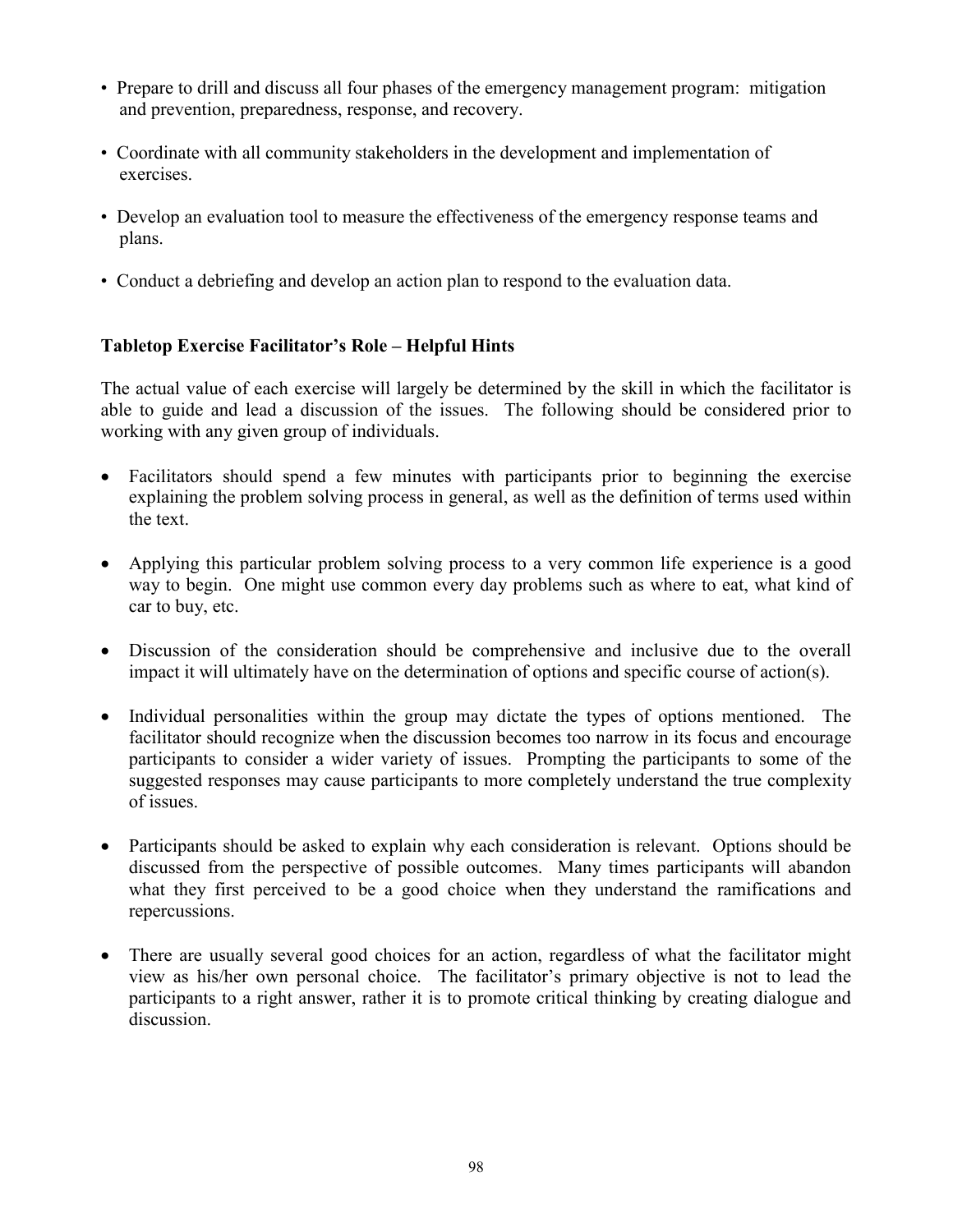- Prepare to drill and discuss all four phases of the emergency management program: mitigation and prevention, preparedness, response, and recovery.
- Coordinate with all community stakeholders in the development and implementation of exercises.
- Develop an evaluation tool to measure the effectiveness of the emergency response teams and plans.
- Conduct a debriefing and develop an action plan to respond to the evaluation data.

**Tabletop Exercise Facilitator's Role – Helpful Hints**

The actual value of each exercise will largely be determined by the skill in which the facilitator is able to guide and lead a discussion of the issues. The following should be considered prior to working with any given group of individuals.

- Facilitators should spend a few minutes with participants prior to beginning the exercise explaining the problem solving process in general, as well as the definition of terms used within the text.
- Applying this particular problem solving process to a very common life experience is a good way to begin. One might use common every day problems such as where to eat, what kind of car to buy, etc.
- Discussion of the consideration should be comprehensive and inclusive due to the overall impact it will ultimately have on the determination of options and specific course of action(s).
- Individual personalities within the group may dictate the types of options mentioned. The facilitator should recognize when the discussion becomes too narrow in its focus and encourage participants to consider a wider variety of issues. Prompting the participants to some of the suggested responses may cause participants to more completely understand the true complexity of issues.
- Participants should be asked to explain why each consideration is relevant. Options should be discussed from the perspective of possible outcomes. Many times participants will abandon what they first perceived to be a good choice when they understand the ramifications and repercussions.
- There are usually several good choices for an action, regardless of what the facilitator might view as his/her own personal choice. The facilitator's primary objective is not to lead the participants to a right answer, rather it is to promote critical thinking by creating dialogue and discussion.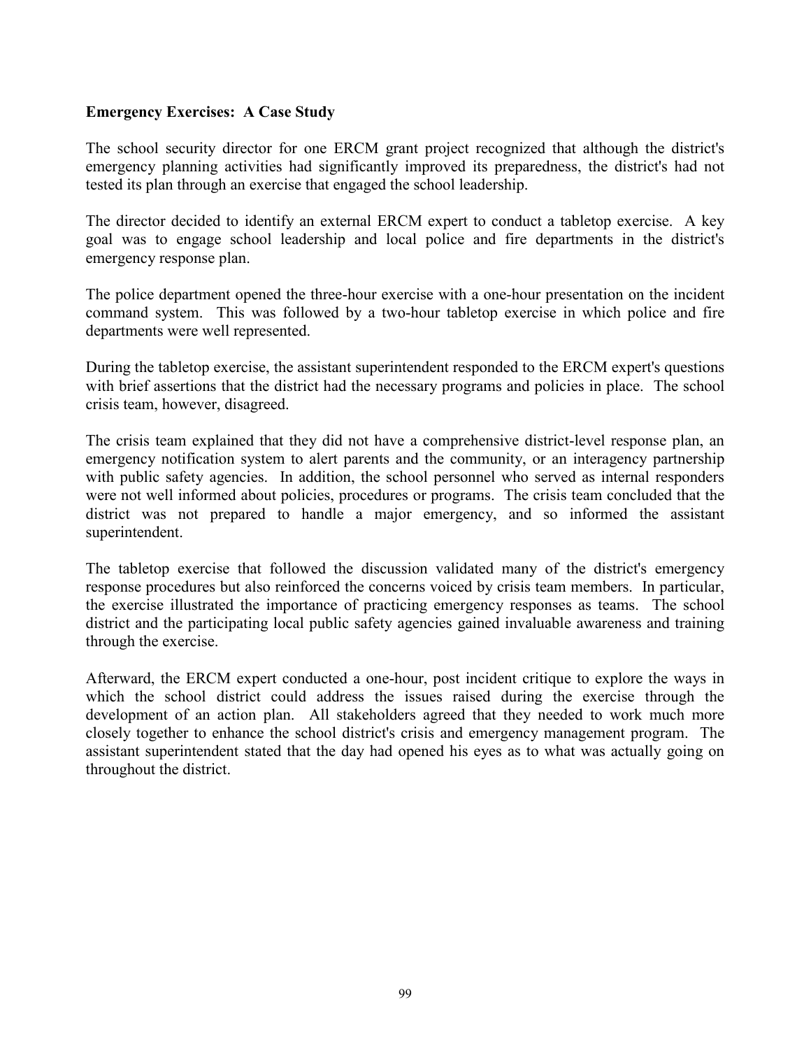**Emergency Exercises: A Case Study**

The school security director for one ERCM grant project recognized that although the district's emergency planning activities had significantly improved its preparedness, the district's had not tested its plan through an exercise that engaged the school leadership.

The director decided to identify an external ERCM expert to conduct a tabletop exercise. A key goal was to engage school leadership and local police and fire departments in the district's emergency response plan.

The police department opened the three-hour exercise with a one-hour presentation on the incident command system. This was followed by a two-hour tabletop exercise in which police and fire departments were well represented.

During the tabletop exercise, the assistant superintendent responded to the ERCM expert's questions with brief assertions that the district had the necessary programs and policies in place. The school crisis team, however, disagreed.

The crisis team explained that they did not have a comprehensive district-level response plan, an emergency notification system to alert parents and the community, or an interagency partnership with public safety agencies. In addition, the school personnel who served as internal responders were not well informed about policies, procedures or programs. The crisis team concluded that the district was not prepared to handle a major emergency, and so informed the assistant superintendent.

The tabletop exercise that followed the discussion validated many of the district's emergency response procedures but also reinforced the concerns voiced by crisis team members. In particular, the exercise illustrated the importance of practicing emergency responses as teams. The school district and the participating local public safety agencies gained invaluable awareness and training through the exercise.

Afterward, the ERCM expert conducted a one-hour, post incident critique to explore the ways in which the school district could address the issues raised during the exercise through the development of an action plan. All stakeholders agreed that they needed to work much more closely together to enhance the school district's crisis and emergency management program. The assistant superintendent stated that the day had opened his eyes as to what was actually going on throughout the district.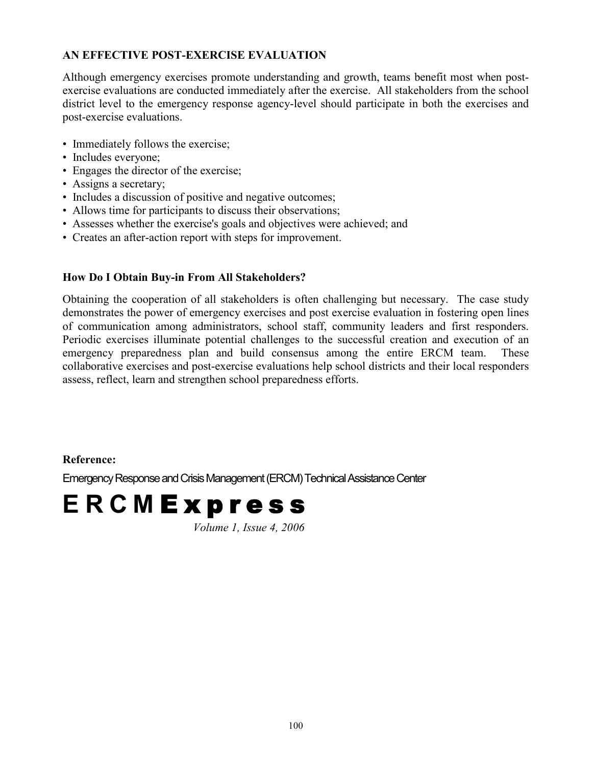## AN EFFECTIVE POST-EXERCISE EVALUATION

Although emergency exercises promote understanding and growth, teams benefit most when post-exercise evaluations are conducted immediately after the exercise. All stakeholders from the school district level to the emergency response agency-level should participate in both the exercises and post-exercise evaluations.

- Immediately follows the exercise;
- Includes everyone;
- Engages the director of the exercise;
- Assigns a secretary;
- Includes a discussion of positive and negative outcomes;
- Allows time for participants to discuss their observations;
- Assesses whether the exercise's goals and objectives were achieved; and
- Creates an after-action report with steps for improvement.

### How Do I Obtain Buy-in From All Stakeholders?

Obtaining the cooperation of all stakeholders is often challenging but necessary. The case study demonstrates the power of emergency exercises and post exercise evaluation in fostering open lines of communication among administrators, school staff, community leaders and first responders. Periodic exercises illuminate potential challenges to the successful creation and execution of an emergency preparedness plan and build consensus among the entire ERCM team. These collaborative exercises and post-exercise evaluations help school districts and their local responders assess, reflect, learn and strengthen school preparedness efforts.

**Reference:**

Emergency Response and Crisis Management (ERCM) Technical Assistance Center

**ERCM Express**

*Volume 1, Issue 4, 2006*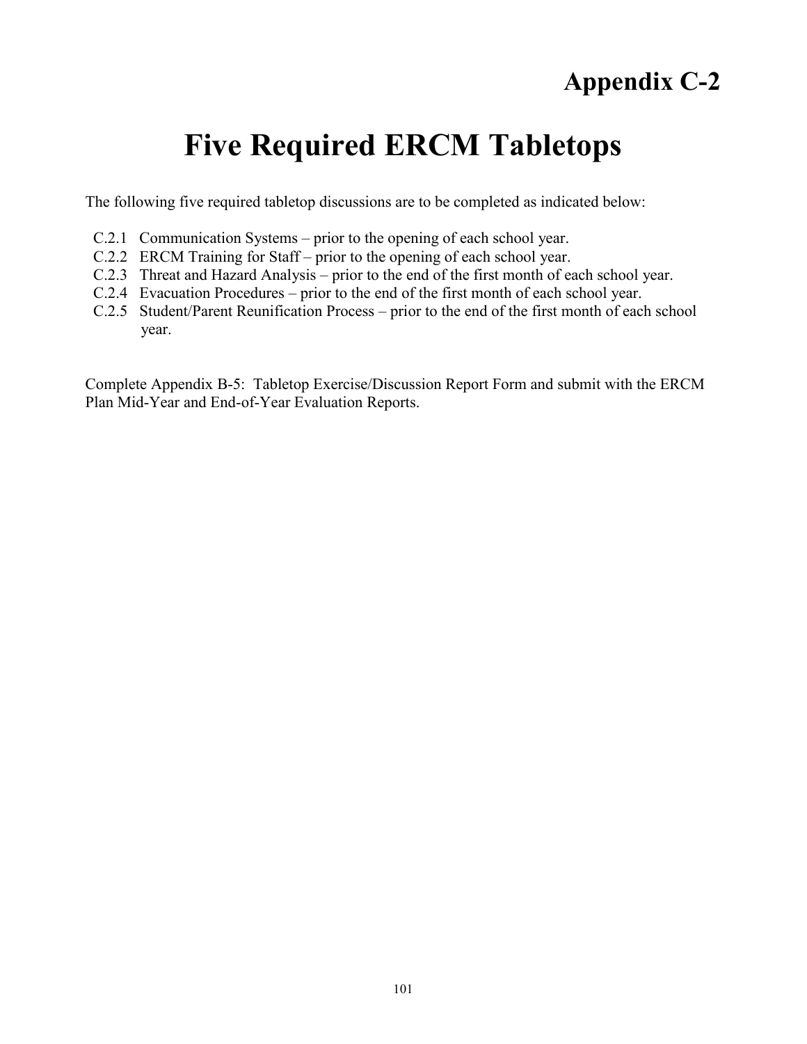## Appendix C-2

# Five Required ERCM Tabletops

The following five required tabletop discussions are to be completed as indicated below:

- C.2.1 Communication Systems – prior to the opening of each school year.
- C.2.2 ERCM Training for Staff – prior to the opening of each school year.
- C.2.3 Threat and Hazard Analysis – prior to the end of the first month of each school year.
- C.2.4 Evacuation Procedures – prior to the end of the first month of each school year.
- C.2.5 Student/Parent Reunification Process – prior to the end of the first month of each school year.

Complete Appendix B-5: Tabletop Exercise/Discussion Report Form and submit with the ERCM Plan Mid-Year and End-of-Year Evaluation Reports.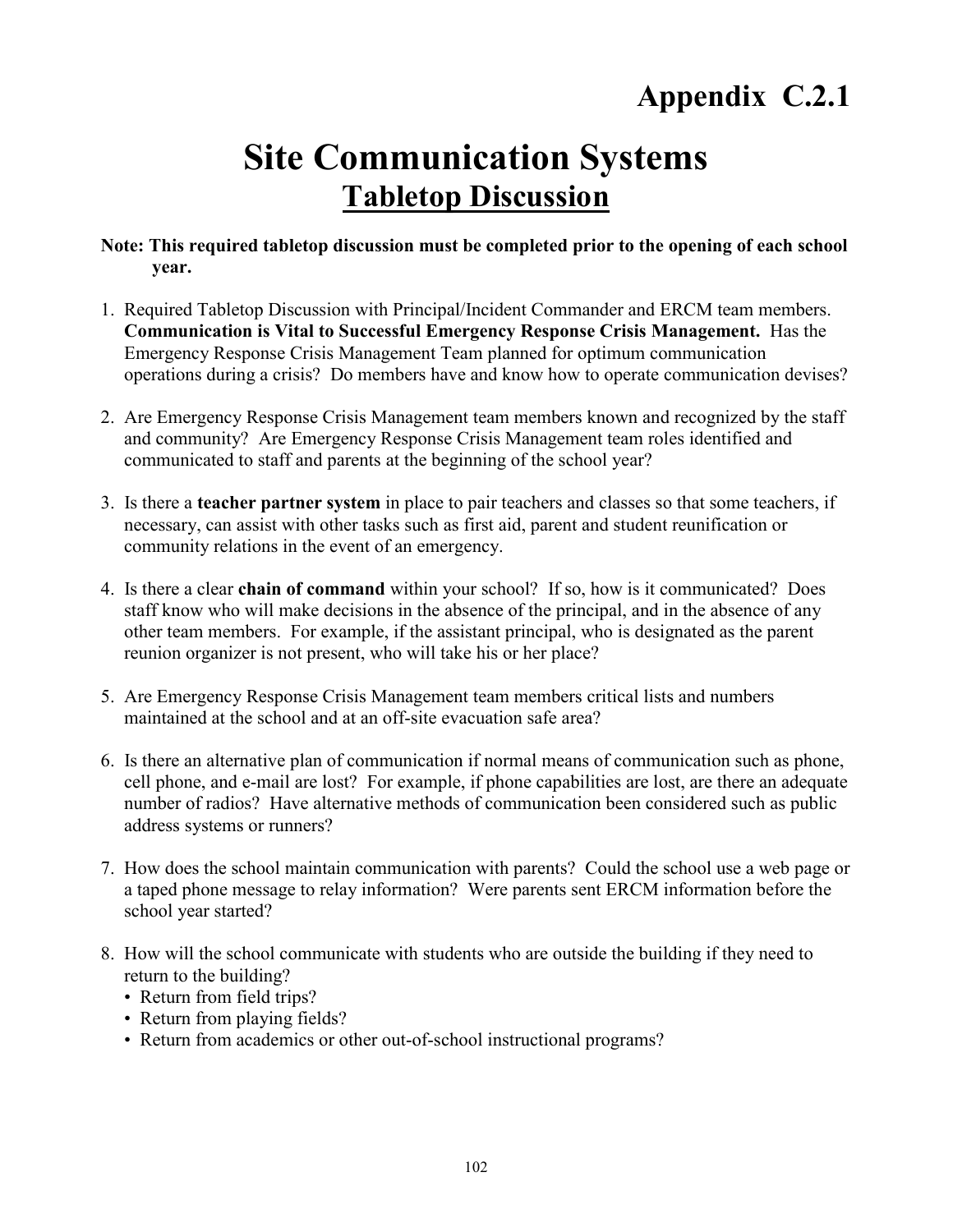# Appendix C.2.1

# Site Communication Systems

## Tabletop Discussion

**Note: This required tabletop discussion must be completed prior to the opening of each school year.**

1. Required Tabletop Discussion with Principal/Incident Commander and ERCM team members. **Communication is Vital to Successful Emergency Response Crisis Management.** Has the Emergency Response Crisis Management Team planned for optimum communication operations during a crisis? Do members have and know how to operate communication devises?

2. Are Emergency Response Crisis Management team members known and recognized by the staff and community? Are Emergency Response Crisis Management team roles identified and communicated to staff and parents at the beginning of the school year?

3. Is there a **teacher partner system** in place to pair teachers and classes so that some teachers, if necessary, can assist with other tasks such as first aid, parent and student reunification or community relations in the event of an emergency.

4. Is there a clear **chain of command** within your school? If so, how is it communicated? Does staff know who will make decisions in the absence of the principal, and in the absence of any other team members. For example, if the assistant principal, who is designated as the parent reunion organizer is not present, who will take his or her place?

5. Are Emergency Response Crisis Management team members critical lists and numbers maintained at the school and at an off-site evacuation safe area?

6. Is there an alternative plan of communication if normal means of communication such as phone, cell phone, and e-mail are lost? For example, if phone capabilities are lost, are there an adequate number of radios? Have alternative methods of communication been considered such as public address systems or runners?

7. How does the school maintain communication with parents? Could the school use a web page or a taped phone message to relay information? Were parents sent ERCM information before the school year started?

8. How will the school communicate with students who are outside the building if they need to return to the building?
   - Return from field trips?
   - Return from playing fields?
   - Return from academics or other out-of-school instructional programs?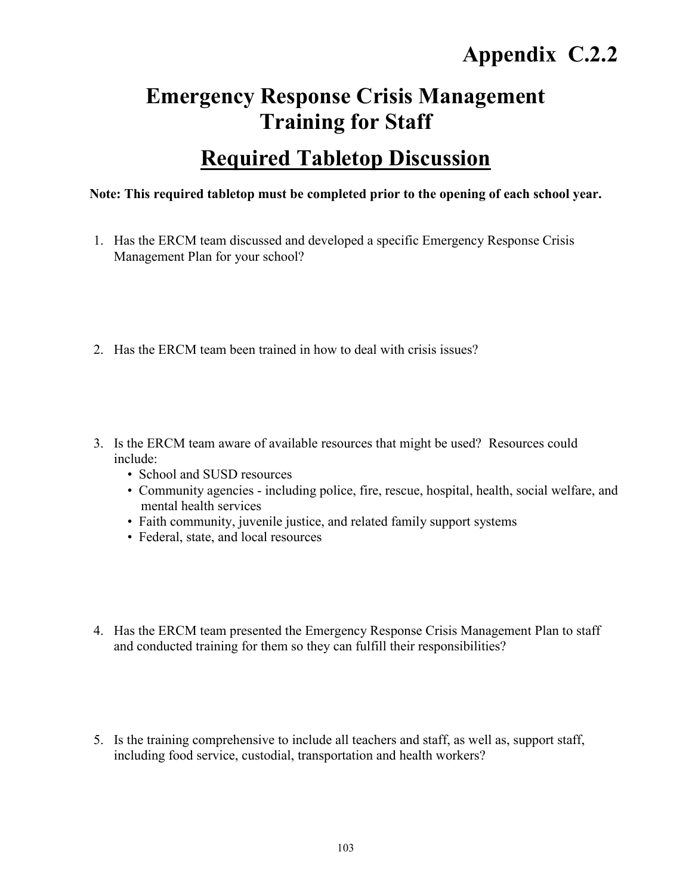# Appendix C.2.2

## Emergency Response Crisis Management Training for Staff

## Required Tabletop Discussion

**Note: This required tabletop must be completed prior to the opening of each school year.**

1. Has the ERCM team discussed and developed a specific Emergency Response Crisis Management Plan for your school?

2. Has the ERCM team been trained in how to deal with crisis issues?

3. Is the ERCM team aware of available resources that might be used? Resources could include:
   - School and SUSD resources
   - Community agencies - including police, fire, rescue, hospital, health, social welfare, and mental health services
   - Faith community, juvenile justice, and related family support systems
   - Federal, state, and local resources

4. Has the ERCM team presented the Emergency Response Crisis Management Plan to staff and conducted training for them so they can fulfill their responsibilities?

5. Is the training comprehensive to include all teachers and staff, as well as, support staff, including food service, custodial, transportation and health workers?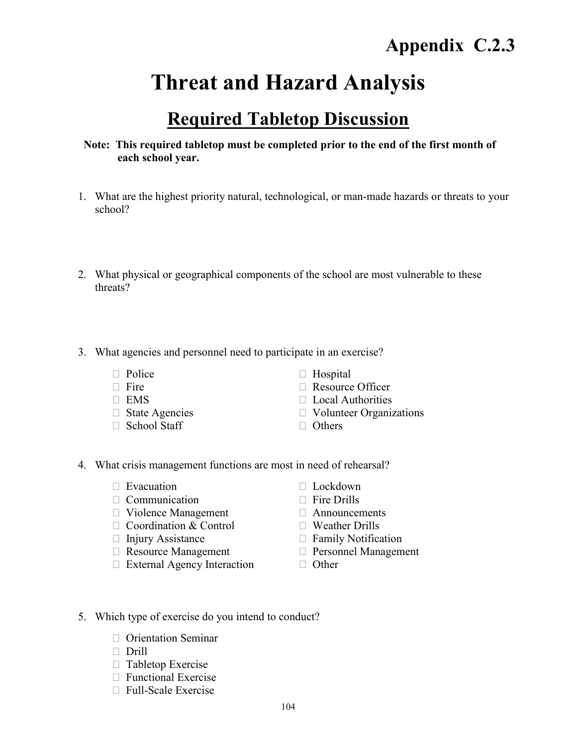# Appendix C.2.3

# Threat and Hazard Analysis

## Required Tabletop Discussion

**Note: This required tabletop must be completed prior to the end of the first month of each school year.**

1. What are the highest priority natural, technological, or man-made hazards or threats to your school?

2. What physical or geographical components of the school are most vulnerable to these threats?

3. What agencies and personnel need to participate in an exercise?

   - ☐ Police
   - ☐ Fire
   - ☐ EMS
   - ☐ State Agencies
   - ☐ School Staff
   - ☐ Hospital
   - ☐ Resource Officer
   - ☐ Local Authorities
   - ☐ Volunteer Organizations
   - ☐ Others

4. What crisis management functions are most in need of rehearsal?

   - ☐ Evacuation
   - ☐ Communication
   - ☐ Violence Management
   - ☐ Coordination & Control
   - ☐ Injury Assistance
   - ☐ Resource Management
   - ☐ External Agency Interaction
   - ☐ Lockdown
   - ☐ Fire Drills
   - ☐ Announcements
   - ☐ Weather Drills
   - ☐ Family Notification
   - ☐ Personnel Management
   - ☐ Other

5. Which type of exercise do you intend to conduct?

   - ☐ Orientation Seminar
   - ☐ Drill
   - ☐ Tabletop Exercise
   - ☐ Functional Exercise
   - ☐ Full-Scale Exercise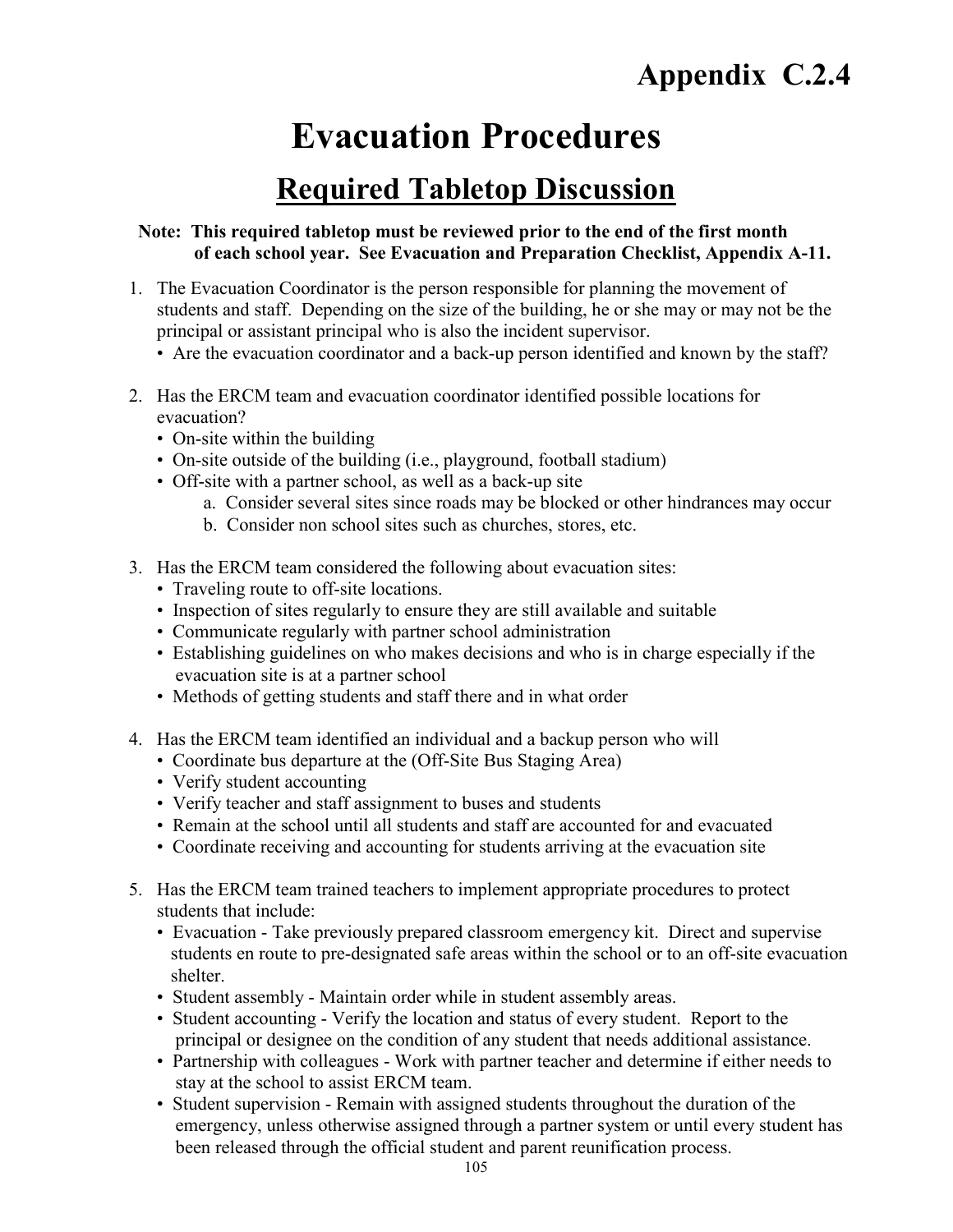# Appendix C.2.4

# Evacuation Procedures

## Required Tabletop Discussion

**Note: This required tabletop must be reviewed prior to the end of the first month of each school year. See Evacuation and Preparation Checklist, Appendix A-11.**

1. The Evacuation Coordinator is the person responsible for planning the movement of students and staff. Depending on the size of the building, he or she may or may not be the principal or assistant principal who is also the incident supervisor.
   - Are the evacuation coordinator and a back-up person identified and known by the staff?

2. Has the ERCM team and evacuation coordinator identified possible locations for evacuation?
   - On-site within the building
   - On-site outside of the building (i.e., playground, football stadium)
   - Off-site with a partner school, as well as a back-up site
     a. Consider several sites since roads may be blocked or other hindrances may occur
     b. Consider non school sites such as churches, stores, etc.

3. Has the ERCM team considered the following about evacuation sites:
   - Traveling route to off-site locations.
   - Inspection of sites regularly to ensure they are still available and suitable
   - Communicate regularly with partner school administration
   - Establishing guidelines on who makes decisions and who is in charge especially if the evacuation site is at a partner school
   - Methods of getting students and staff there and in what order

4. Has the ERCM team identified an individual and a backup person who will
   - Coordinate bus departure at the (Off-Site Bus Staging Area)
   - Verify student accounting
   - Verify teacher and staff assignment to buses and students
   - Remain at the school until all students and staff are accounted for and evacuated
   - Coordinate receiving and accounting for students arriving at the evacuation site

5. Has the ERCM team trained teachers to implement appropriate procedures to protect students that include:
   - Evacuation - Take previously prepared classroom emergency kit. Direct and supervise students en route to pre-designated safe areas within the school or to an off-site evacuation shelter.
   - Student assembly - Maintain order while in student assembly areas.
   - Student accounting - Verify the location and status of every student. Report to the principal or designee on the condition of any student that needs additional assistance.
   - Partnership with colleagues - Work with partner teacher and determine if either needs to stay at the school to assist ERCM team.
   - Student supervision - Remain with assigned students throughout the duration of the emergency, unless otherwise assigned through a partner system or until every student has been released through the official student and parent reunification process.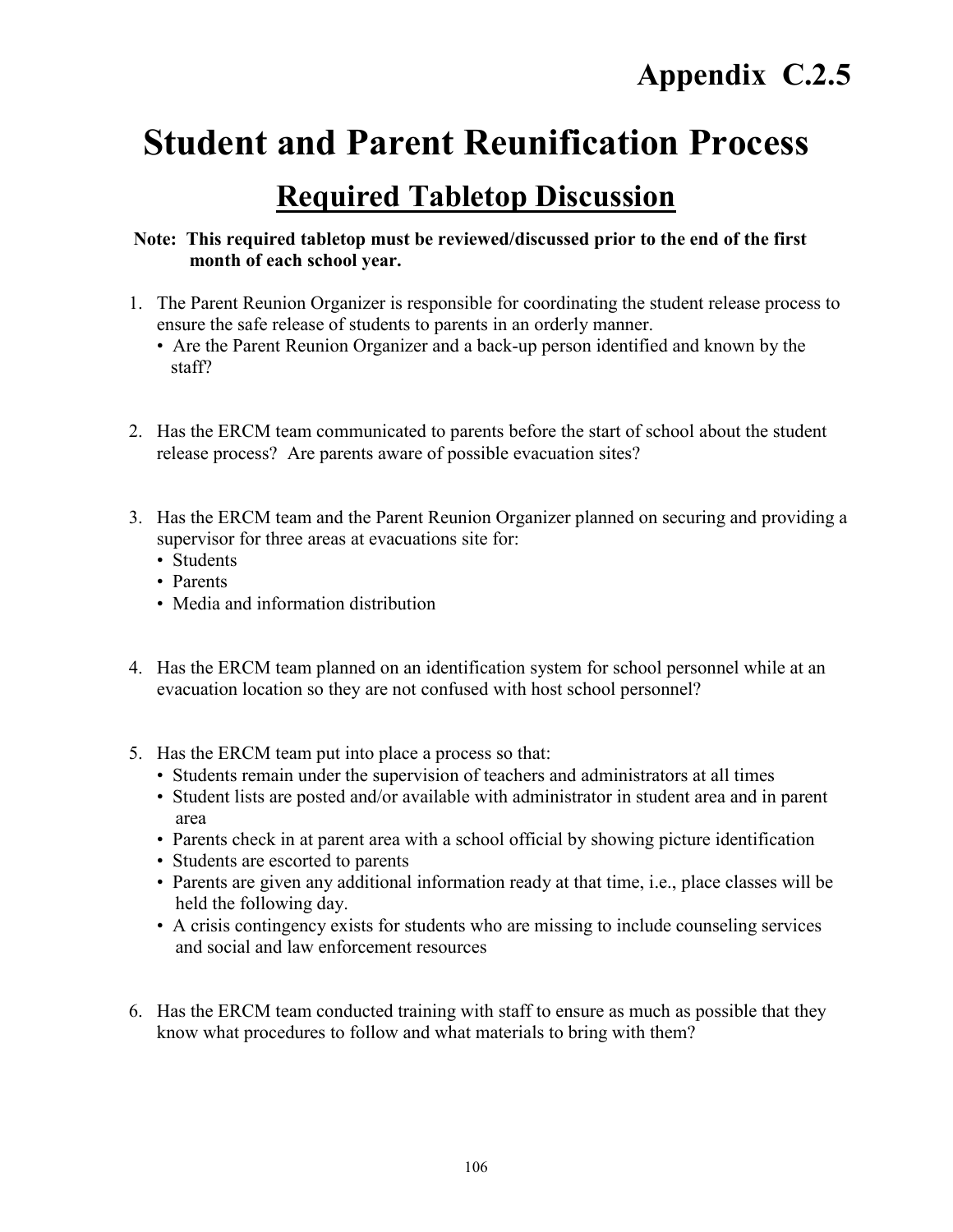# Appendix C.2.5

# Student and Parent Reunification Process

## Required Tabletop Discussion

**Note: This required tabletop must be reviewed/discussed prior to the end of the first month of each school year.**

1. The Parent Reunion Organizer is responsible for coordinating the student release process to ensure the safe release of students to parents in an orderly manner.
   - Are the Parent Reunion Organizer and a back-up person identified and known by the staff?

2. Has the ERCM team communicated to parents before the start of school about the student release process? Are parents aware of possible evacuation sites?

3. Has the ERCM team and the Parent Reunion Organizer planned on securing and providing a supervisor for three areas at evacuations site for:
   - Students
   - Parents
   - Media and information distribution

4. Has the ERCM team planned on an identification system for school personnel while at an evacuation location so they are not confused with host school personnel?

5. Has the ERCM team put into place a process so that:
   - Students remain under the supervision of teachers and administrators at all times
   - Student lists are posted and/or available with administrator in student area and in parent area
   - Parents check in at parent area with a school official by showing picture identification
   - Students are escorted to parents
   - Parents are given any additional information ready at that time, i.e., place classes will be held the following day.
   - A crisis contingency exists for students who are missing to include counseling services and social and law enforcement resources

6. Has the ERCM team conducted training with staff to ensure as much as possible that they know what procedures to follow and what materials to bring with them?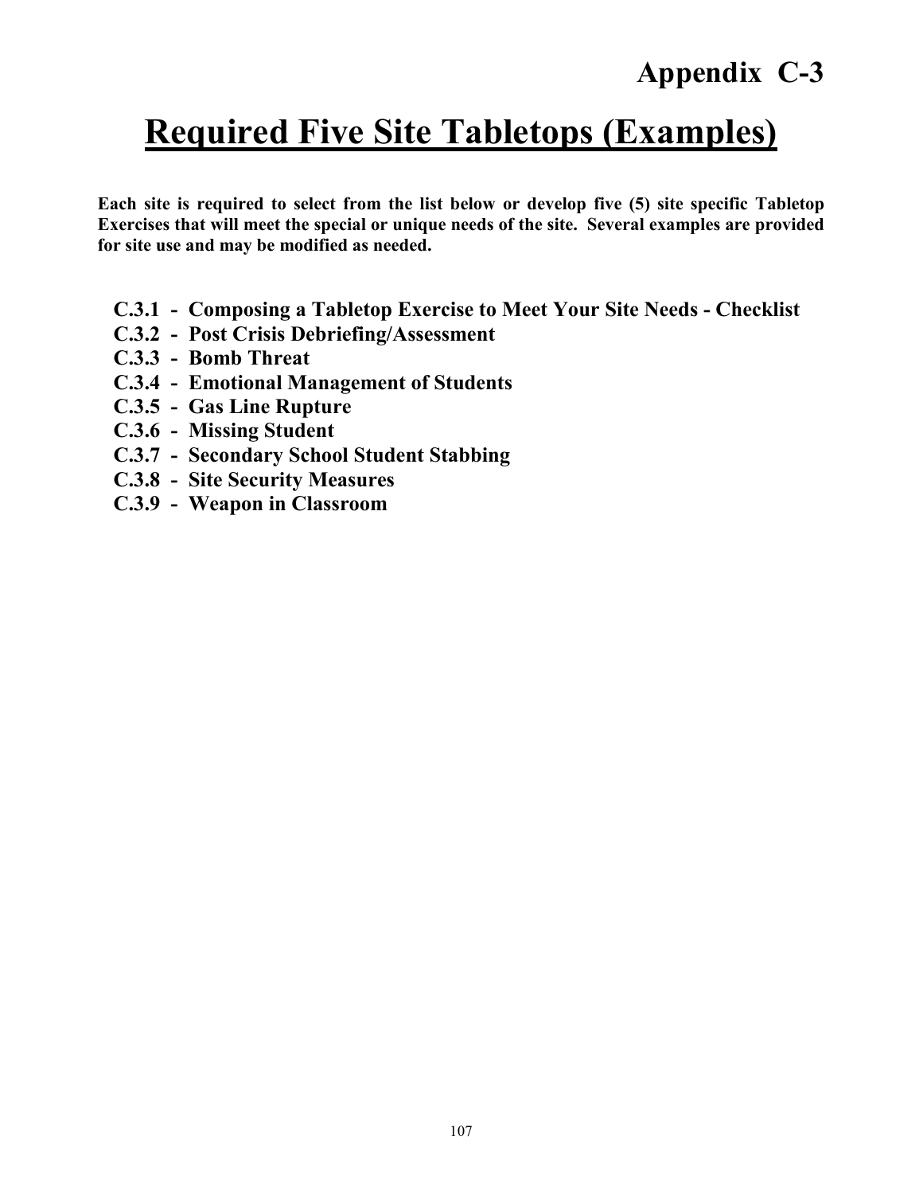## Appendix C-3

# Required Five Site Tabletops (Examples)

**Each site is required to select from the list below or develop five (5) site specific Tabletop Exercises that will meet the special or unique needs of the site. Several examples are provided for site use and may be modified as needed.**

- **C.3.1 - Composing a Tabletop Exercise to Meet Your Site Needs - Checklist**
- **C.3.2 - Post Crisis Debriefing/Assessment**
- **C.3.3 - Bomb Threat**
- **C.3.4 - Emotional Management of Students**
- **C.3.5 - Gas Line Rupture**
- **C.3.6 - Missing Student**
- **C.3.7 - Secondary School Student Stabbing**
- **C.3.8 - Site Security Measures**
- **C.3.9 - Weapon in Classroom**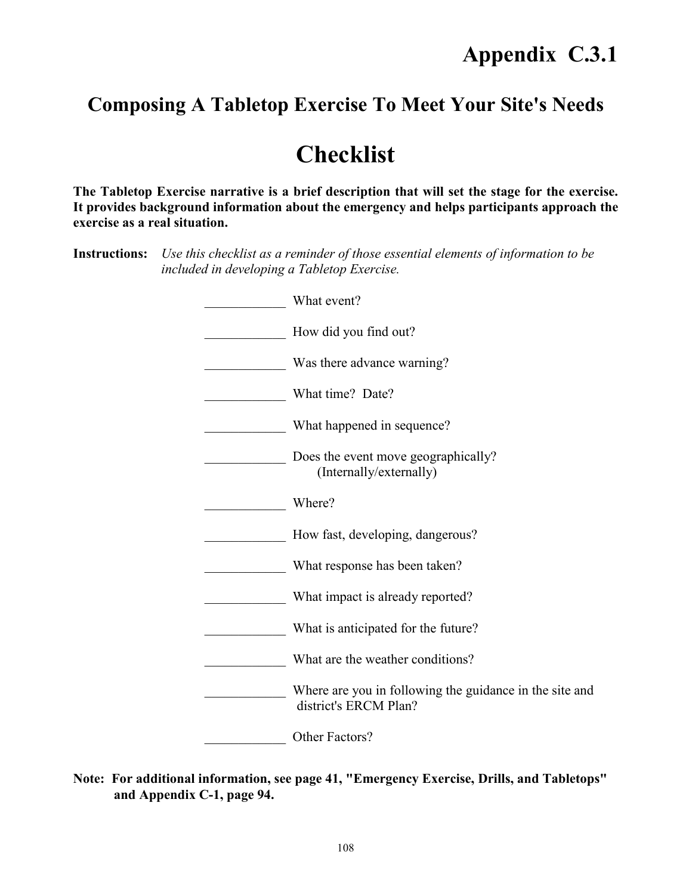# Appendix C.3.1

## Composing A Tabletop Exercise To Meet Your Site's Needs

## Checklist

**The Tabletop Exercise narrative is a brief description that will set the stage for the exercise. It provides background information about the emergency and helps participants approach the exercise as a real situation.**

**Instructions:** *Use this checklist as a reminder of those essential elements of information to be included in developing a Tabletop Exercise.*

____________ What event?

____________ How did you find out?

____________ Was there advance warning?

____________ What time? Date?

____________ What happened in sequence?

____________ Does the event move geographically? (Internally/externally)

____________ Where?

____________ How fast, developing, dangerous?

____________ What response has been taken?

____________ What impact is already reported?

____________ What is anticipated for the future?

____________ What are the weather conditions?

____________ Where are you in following the guidance in the site and district's ERCM Plan?

____________ Other Factors?

**Note: For additional information, see page 41, "Emergency Exercise, Drills, and Tabletops" and Appendix C-1, page 94.**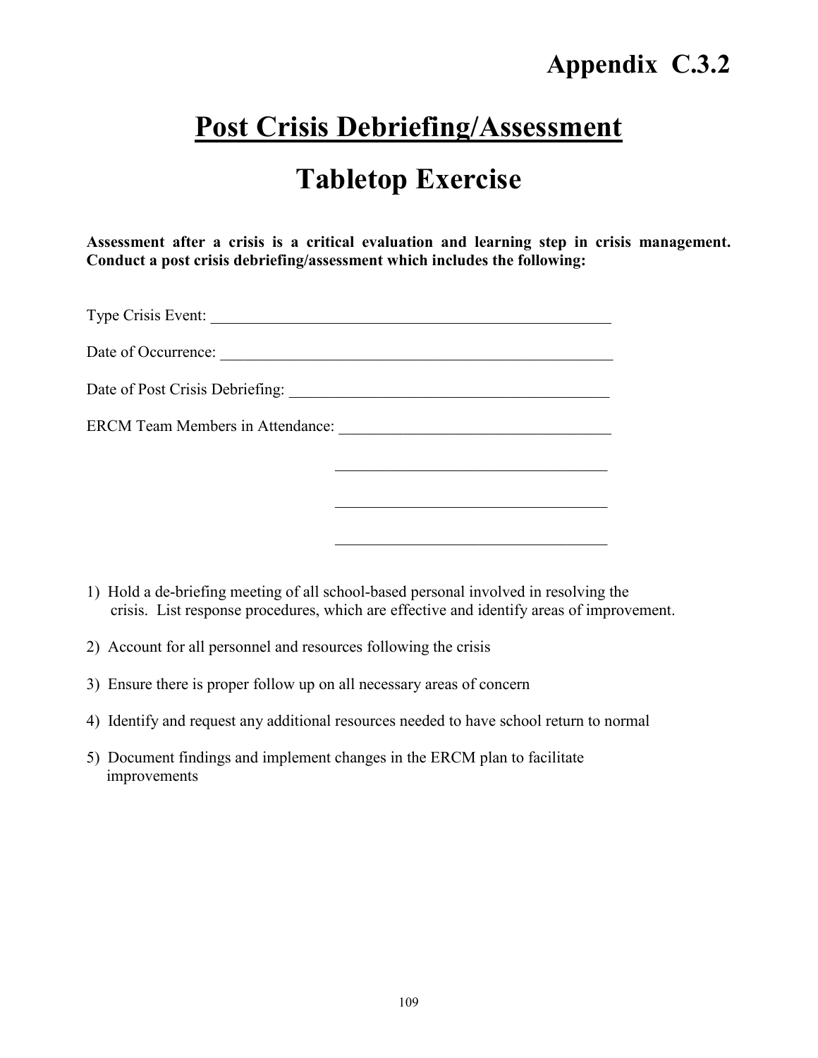# Appendix C.3.2

# Post Crisis Debriefing/Assessment

## Tabletop Exercise

**Assessment after a crisis is a critical evaluation and learning step in crisis management. Conduct a post crisis debriefing/assessment which includes the following:**

Type Crisis Event: ____________________________________________________

Date of Occurrence: ____________________________________________________

Date of Post Crisis Debriefing: __________________________________________

ERCM Team Members in Attendance: ___________________________________

___________________________________

___________________________________

___________________________________

1) Hold a de-briefing meeting of all school-based personal involved in resolving the crisis. List response procedures, which are effective and identify areas of improvement.

2) Account for all personnel and resources following the crisis

3) Ensure there is proper follow up on all necessary areas of concern

4) Identify and request any additional resources needed to have school return to normal

5) Document findings and implement changes in the ERCM plan to facilitate improvements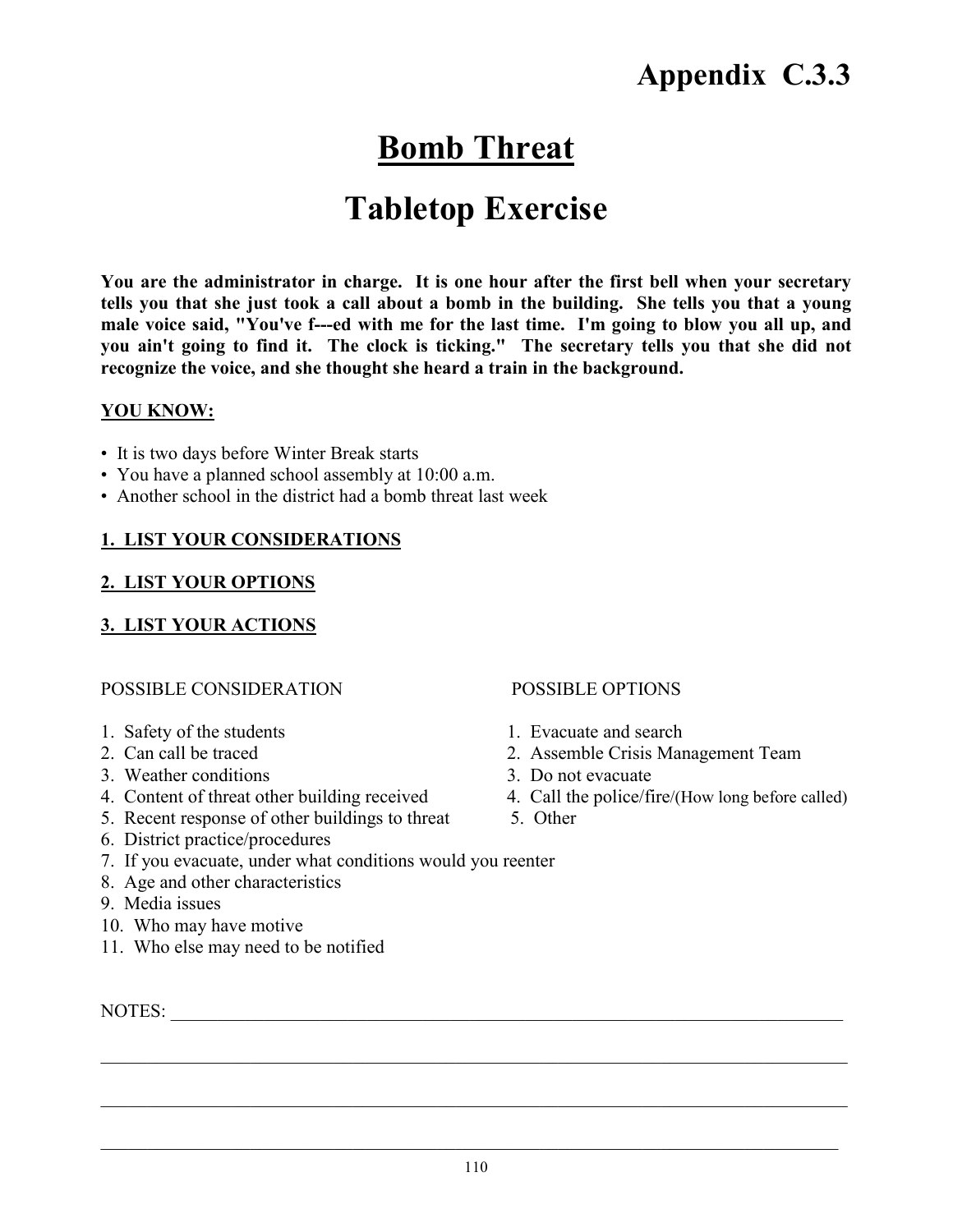# Appendix C.3.3

# Bomb Threat

# Tabletop Exercise

**You are the administrator in charge. It is one hour after the first bell when your secretary tells you that she just took a call about a bomb in the building. She tells you that a young male voice said, "You've f---ed with me for the last time. I'm going to blow you all up, and you ain't going to find it. The clock is ticking." The secretary tells you that she did not recognize the voice, and she thought she heard a train in the background.**

**YOU KNOW:**

- It is two days before Winter Break starts
- You have a planned school assembly at 10:00 a.m.
- Another school in the district had a bomb threat last week

**1. LIST YOUR CONSIDERATIONS**

**2. LIST YOUR OPTIONS**

**3. LIST YOUR ACTIONS**

POSSIBLE CONSIDERATION

1. Safety of the students
2. Can call be traced
3. Weather conditions
4. Content of threat other building received
5. Recent response of other buildings to threat
6. District practice/procedures
7. If you evacuate, under what conditions would you reenter
8. Age and other characteristics
9. Media issues
10. Who may have motive
11. Who else may need to be notified

POSSIBLE OPTIONS

1. Evacuate and search
2. Assemble Crisis Management Team
3. Do not evacuate
4. Call the police/fire/(How long before called)
5. Other

NOTES: ______________________________________________________________________________

______________________________________________________________________________

______________________________________________________________________________

______________________________________________________________________________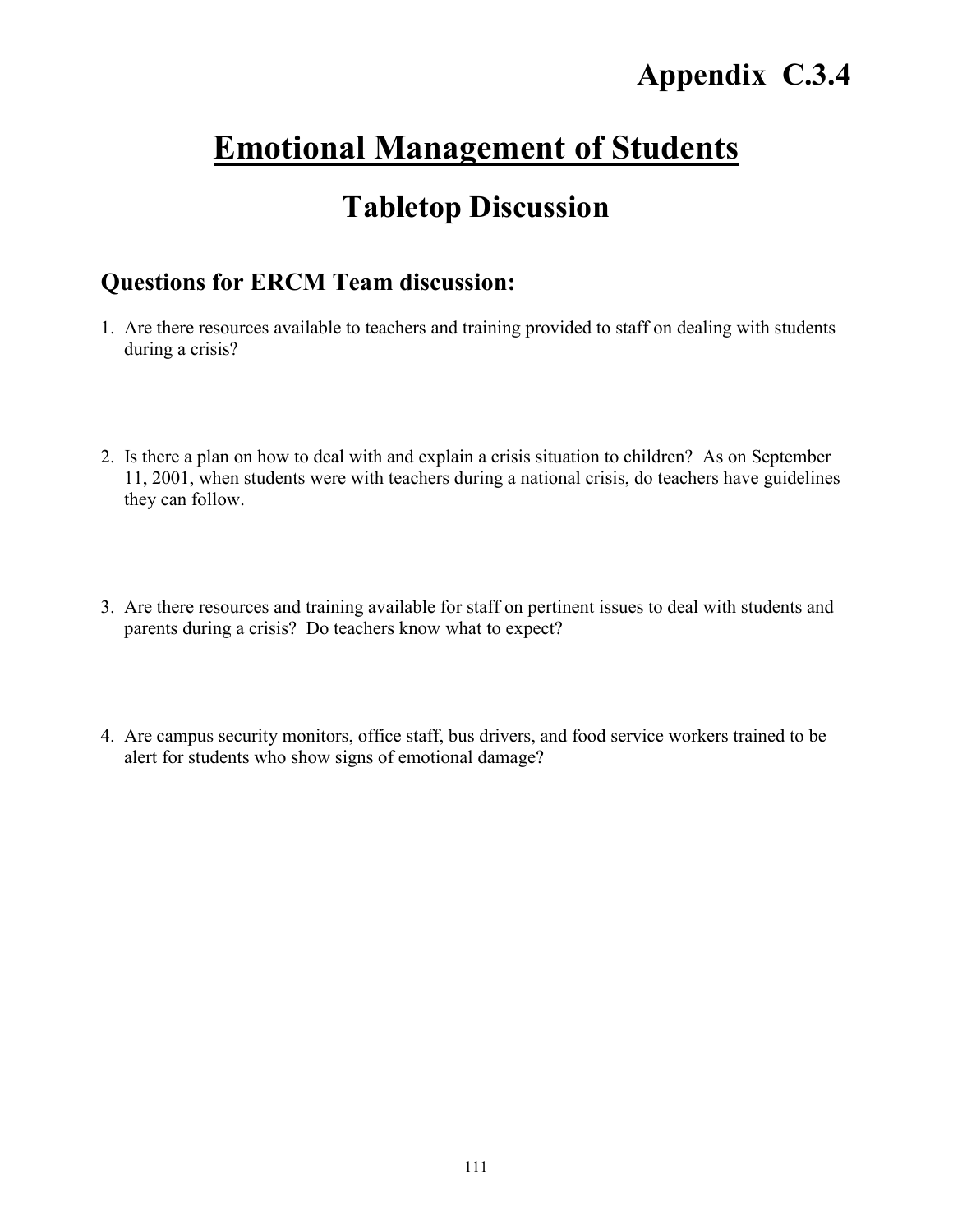# Appendix C.3.4

# Emotional Management of Students

## Tabletop Discussion

### Questions for ERCM Team discussion:

1. Are there resources available to teachers and training provided to staff on dealing with students during a crisis?

2. Is there a plan on how to deal with and explain a crisis situation to children? As on September 11, 2001, when students were with teachers during a national crisis, do teachers have guidelines they can follow.

3. Are there resources and training available for staff on pertinent issues to deal with students and parents during a crisis? Do teachers know what to expect?

4. Are campus security monitors, office staff, bus drivers, and food service workers trained to be alert for students who show signs of emotional damage?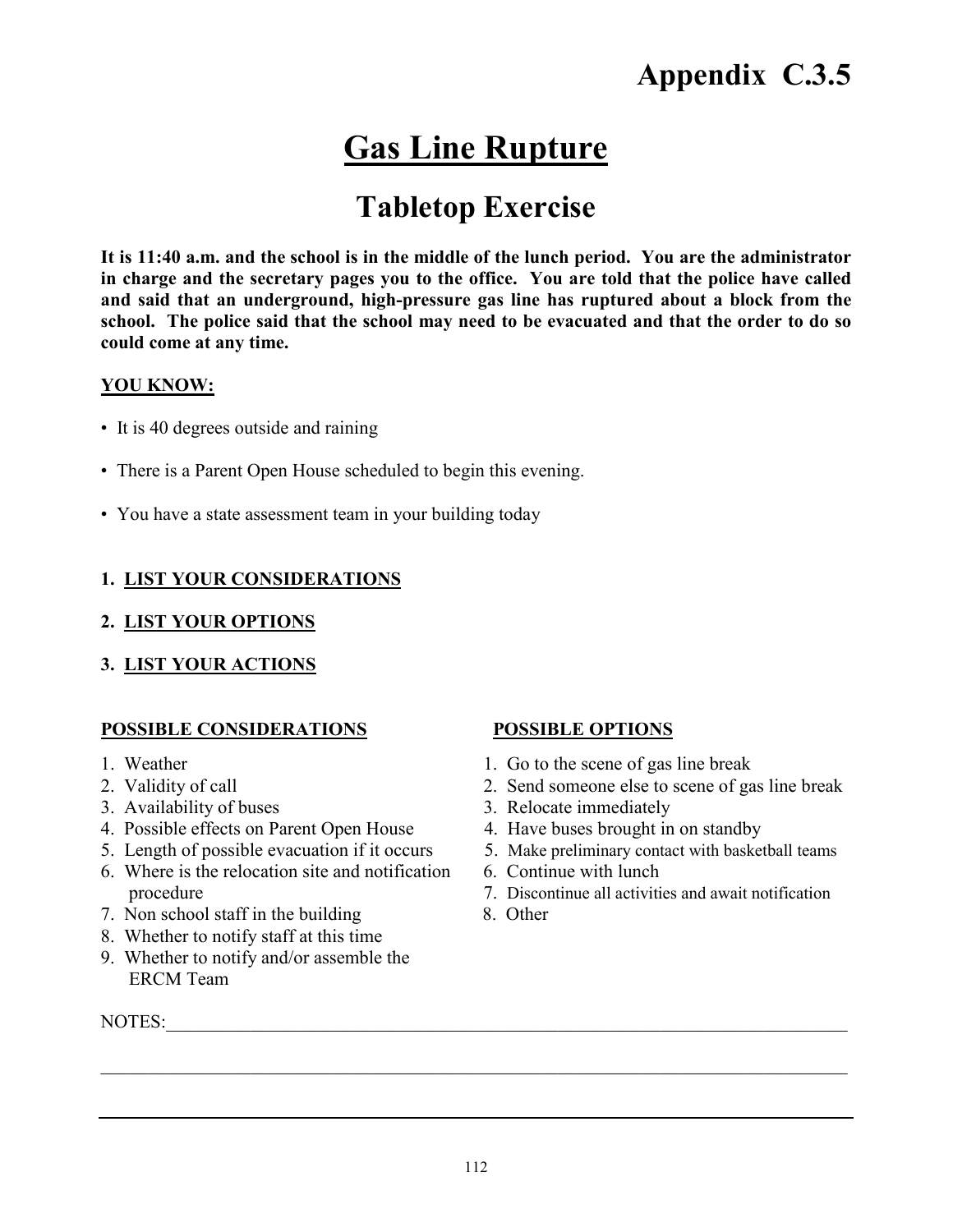# Appendix C.3.5

# Gas Line Rupture

## Tabletop Exercise

**It is 11:40 a.m. and the school is in the middle of the lunch period. You are the administrator in charge and the secretary pages you to the office. You are told that the police have called and said that an underground, high-pressure gas line has ruptured about a block from the school. The police said that the school may need to be evacuated and that the order to do so could come at any time.**

**YOU KNOW:**

- It is 40 degrees outside and raining
- There is a Parent Open House scheduled to begin this evening.
- You have a state assessment team in your building today

**1. LIST YOUR CONSIDERATIONS**

**2. LIST YOUR OPTIONS**

**3. LIST YOUR ACTIONS**

**POSSIBLE CONSIDERATIONS**

1. Weather
2. Validity of call
3. Availability of buses
4. Possible effects on Parent Open House
5. Length of possible evacuation if it occurs
6. Where is the relocation site and notification procedure
7. Non school staff in the building
8. Whether to notify staff at this time
9. Whether to notify and/or assemble the ERCM Team

**POSSIBLE OPTIONS**

1. Go to the scene of gas line break
2. Send someone else to scene of gas line break
3. Relocate immediately
4. Have buses brought in on standby
5. Make preliminary contact with basketball teams
6. Continue with lunch
7. Discontinue all activities and await notification
8. Other

NOTES:\_\_\_\_\_\_\_\_\_\_\_\_\_\_\_\_\_\_\_\_\_\_\_\_\_\_\_\_\_\_\_\_\_\_\_\_\_\_\_\_\_\_\_\_\_\_\_\_\_\_\_\_\_\_\_\_\_\_\_\_\_\_\_\_\_\_\_\_\_\_\_\_

\_\_\_\_\_\_\_\_\_\_\_\_\_\_\_\_\_\_\_\_\_\_\_\_\_\_\_\_\_\_\_\_\_\_\_\_\_\_\_\_\_\_\_\_\_\_\_\_\_\_\_\_\_\_\_\_\_\_\_\_\_\_\_\_\_\_\_\_\_\_\_\_\_\_\_\_\_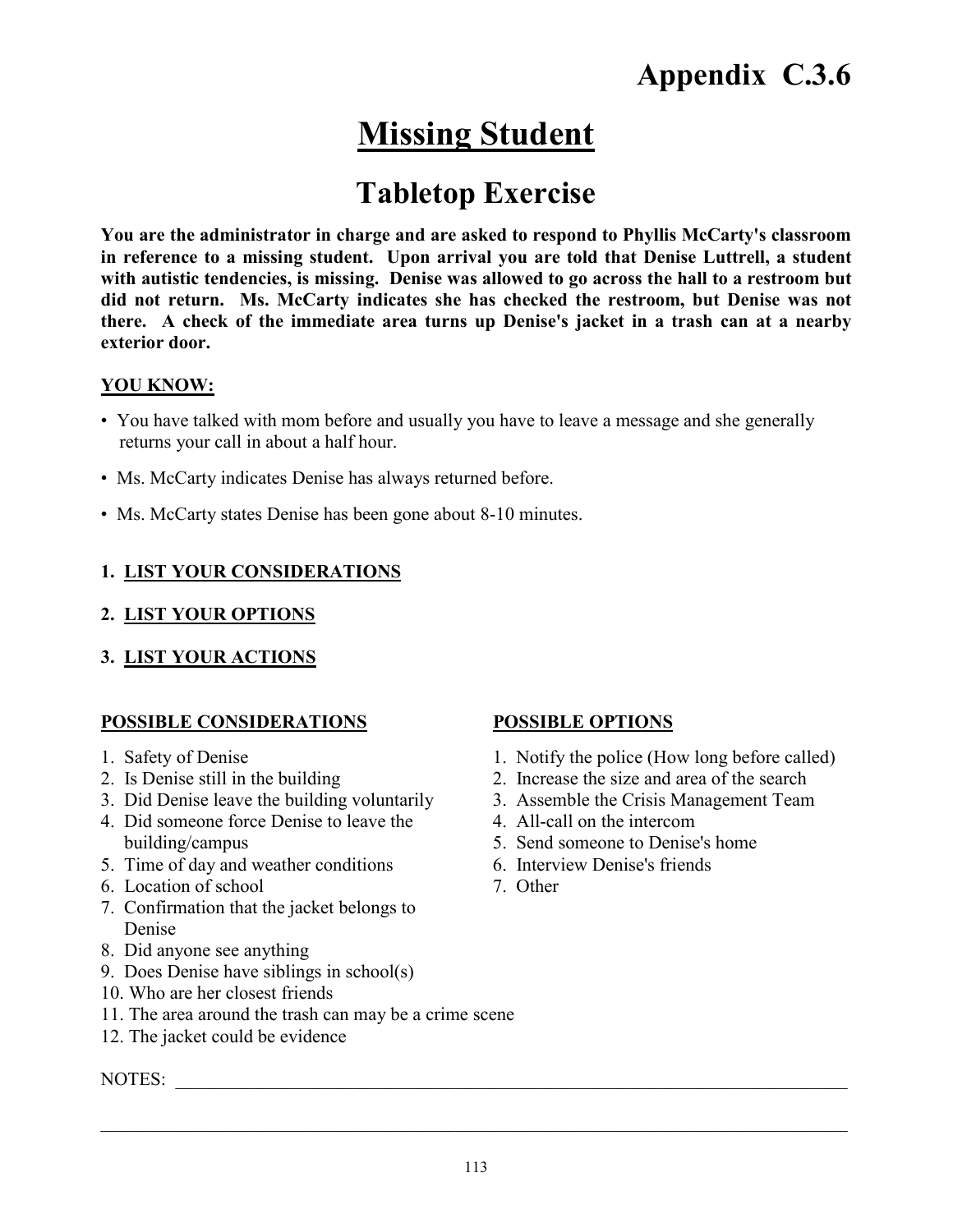# Appendix C.3.6

# Missing Student

## Tabletop Exercise

**You are the administrator in charge and are asked to respond to Phyllis McCarty's classroom in reference to a missing student. Upon arrival you are told that Denise Luttrell, a student with autistic tendencies, is missing. Denise was allowed to go across the hall to a restroom but did not return. Ms. McCarty indicates she has checked the restroom, but Denise was not there. A check of the immediate area turns up Denise's jacket in a trash can at a nearby exterior door.**

**YOU KNOW:**

- You have talked with mom before and usually you have to leave a message and she generally returns your call in about a half hour.
- Ms. McCarty indicates Denise has always returned before.
- Ms. McCarty states Denise has been gone about 8-10 minutes.

1. **LIST YOUR CONSIDERATIONS**
2. **LIST YOUR OPTIONS**
3. **LIST YOUR ACTIONS**

**POSSIBLE CONSIDERATIONS**

1. Safety of Denise
2. Is Denise still in the building
3. Did Denise leave the building voluntarily
4. Did someone force Denise to leave the building/campus
5. Time of day and weather conditions
6. Location of school
7. Confirmation that the jacket belongs to Denise
8. Did anyone see anything
9. Does Denise have siblings in school(s)
10. Who are her closest friends
11. The area around the trash can may be a crime scene
12. The jacket could be evidence

**POSSIBLE OPTIONS**

1. Notify the police (How long before called)
2. Increase the size and area of the search
3. Assemble the Crisis Management Team
4. All-call on the intercom
5. Send someone to Denise's home
6. Interview Denise's friends
7. Other

NOTES: ______________________________________________________________________

_____________________________________________________________________________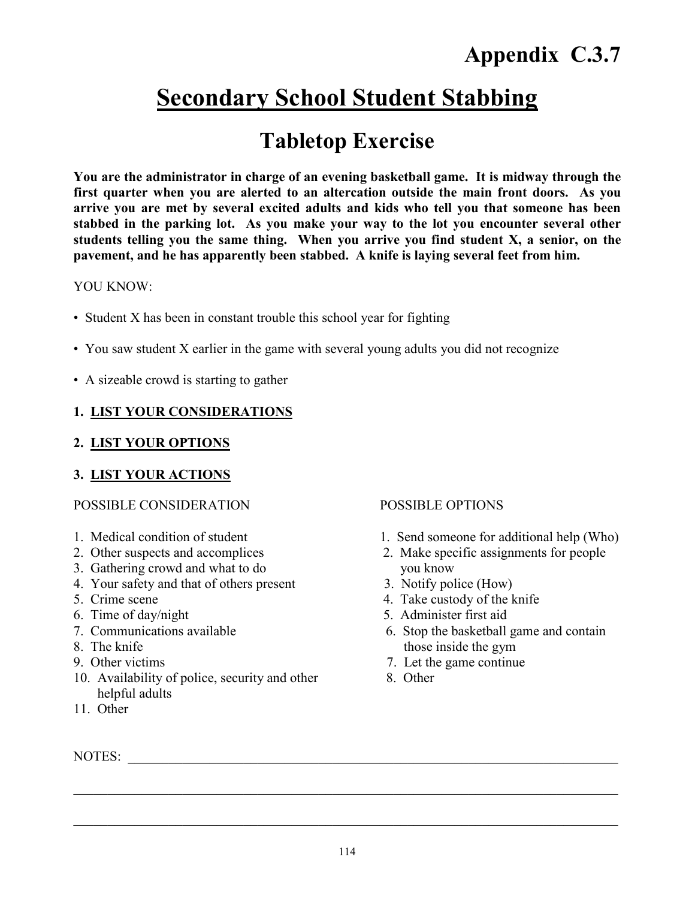# Appendix C.3.7

# Secondary School Student Stabbing

## Tabletop Exercise

**You are the administrator in charge of an evening basketball game. It is midway through the first quarter when you are alerted to an altercation outside the main front doors. As you arrive you are met by several excited adults and kids who tell you that someone has been stabbed in the parking lot. As you make your way to the lot you encounter several other students telling you the same thing. When you arrive you find student X, a senior, on the pavement, and he has apparently been stabbed. A knife is laying several feet from him.**

YOU KNOW:

- Student X has been in constant trouble this school year for fighting
- You saw student X earlier in the game with several young adults you did not recognize
- A sizeable crowd is starting to gather

**1. LIST YOUR CONSIDERATIONS**

**2. LIST YOUR OPTIONS**

**3. LIST YOUR ACTIONS**

POSSIBLE CONSIDERATION

1. Medical condition of student
2. Other suspects and accomplices
3. Gathering crowd and what to do
4. Your safety and that of others present
5. Crime scene
6. Time of day/night
7. Communications available
8. The knife
9. Other victims
10. Availability of police, security and other helpful adults
11. Other

POSSIBLE OPTIONS

1. Send someone for additional help (Who)
2. Make specific assignments for people you know
3. Notify police (How)
4. Take custody of the knife
5. Administer first aid
6. Stop the basketball game and contain those inside the gym
7. Let the game continue
8. Other

NOTES: ______________________________________________________________________

______________________________________________________________________________

______________________________________________________________________________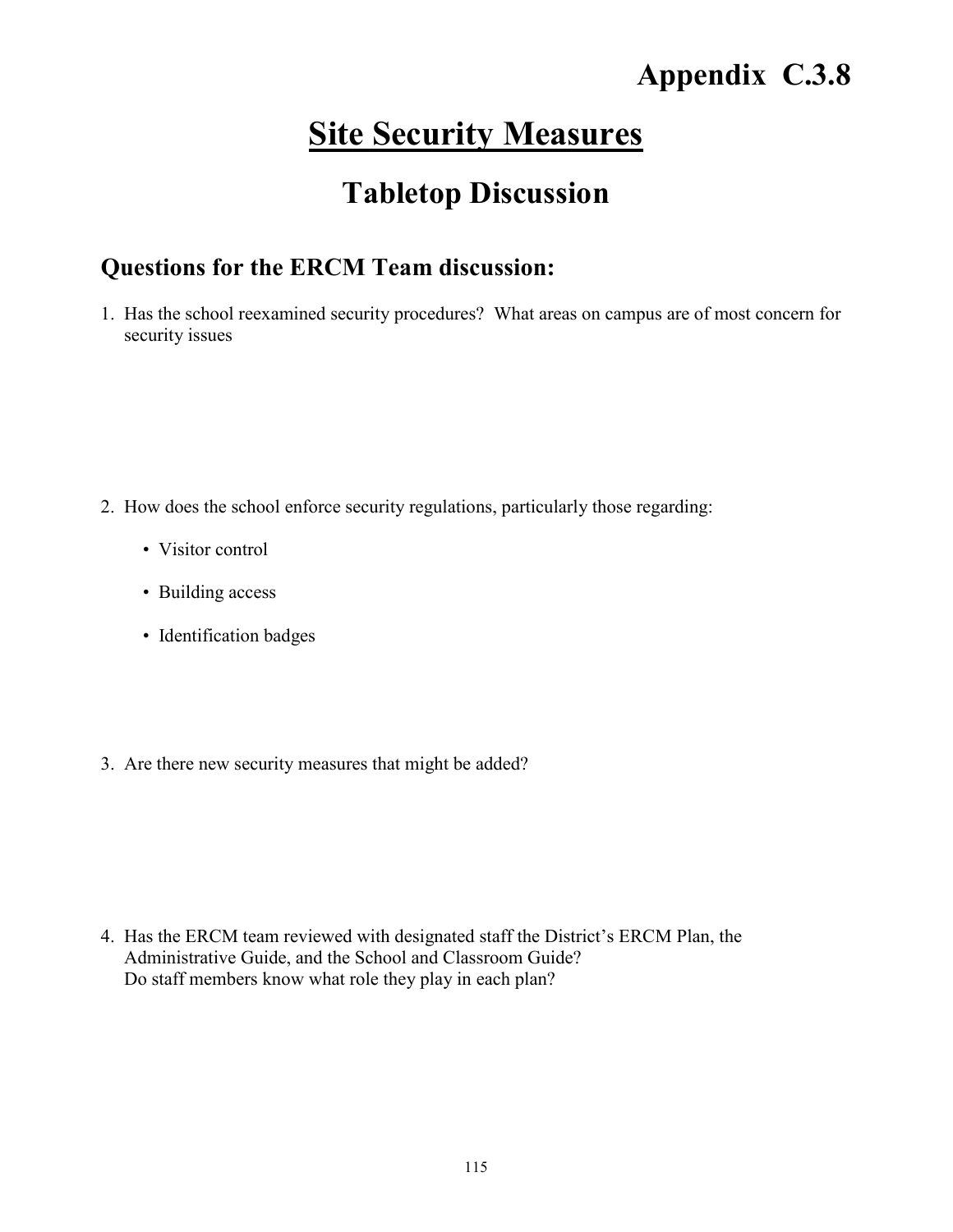# Appendix C.3.8

# Site Security Measures

## Tabletop Discussion

### Questions for the ERCM Team discussion:

1. Has the school reexamined security procedures? What areas on campus are of most concern for security issues

2. How does the school enforce security regulations, particularly those regarding:

    - Visitor control
    - Building access
    - Identification badges

3. Are there new security measures that might be added?

4. Has the ERCM team reviewed with designated staff the District's ERCM Plan, the Administrative Guide, and the School and Classroom Guide?
   Do staff members know what role they play in each plan?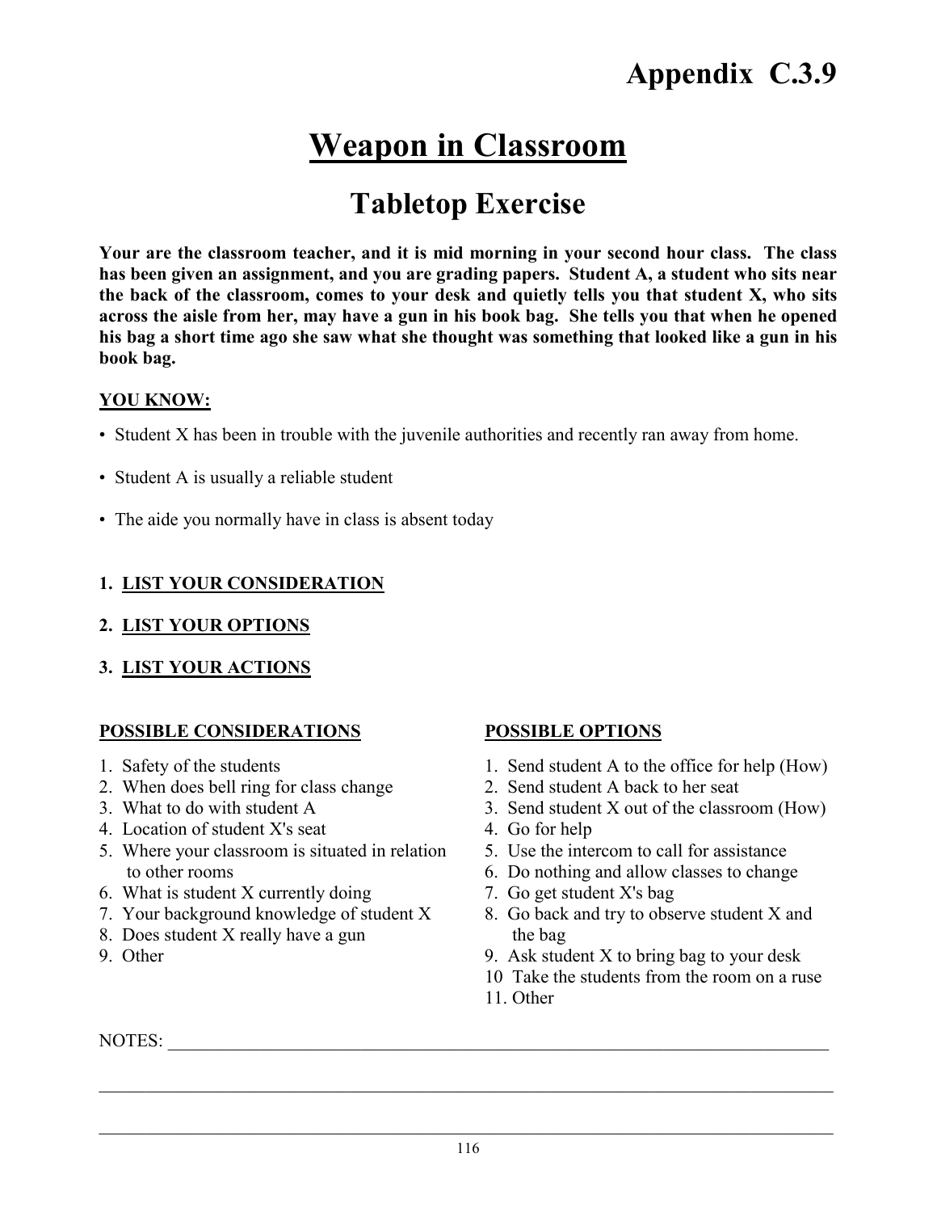# Appendix C.3.9

# Weapon in Classroom

## Tabletop Exercise

**Your are the classroom teacher, and it is mid morning in your second hour class. The class has been given an assignment, and you are grading papers. Student A, a student who sits near the back of the classroom, comes to your desk and quietly tells you that student X, who sits across the aisle from her, may have a gun in his book bag. She tells you that when he opened his bag a short time ago she saw what she thought was something that looked like a gun in his book bag.**

**YOU KNOW:**

- Student X has been in trouble with the juvenile authorities and recently ran away from home.
- Student A is usually a reliable student
- The aide you normally have in class is absent today

**1. LIST YOUR CONSIDERATION**

**2. LIST YOUR OPTIONS**

**3. LIST YOUR ACTIONS**

**POSSIBLE CONSIDERATIONS**

1. Safety of the students
2. When does bell ring for class change
3. What to do with student A
4. Location of student X's seat
5. Where your classroom is situated in relation to other rooms
6. What is student X currently doing
7. Your background knowledge of student X
8. Does student X really have a gun
9. Other

**POSSIBLE OPTIONS**

1. Send student A to the office for help (How)
2. Send student A back to her seat
3. Send student X out of the classroom (How)
4. Go for help
5. Use the intercom to call for assistance
6. Do nothing and allow classes to change
7. Go get student X's bag
8. Go back and try to observe student X and the bag
9. Ask student X to bring bag to your desk
10. Take the students from the room on a ruse
11. Other

NOTES: ______________________________________________________________________________

______________________________________________________________________________

______________________________________________________________________________